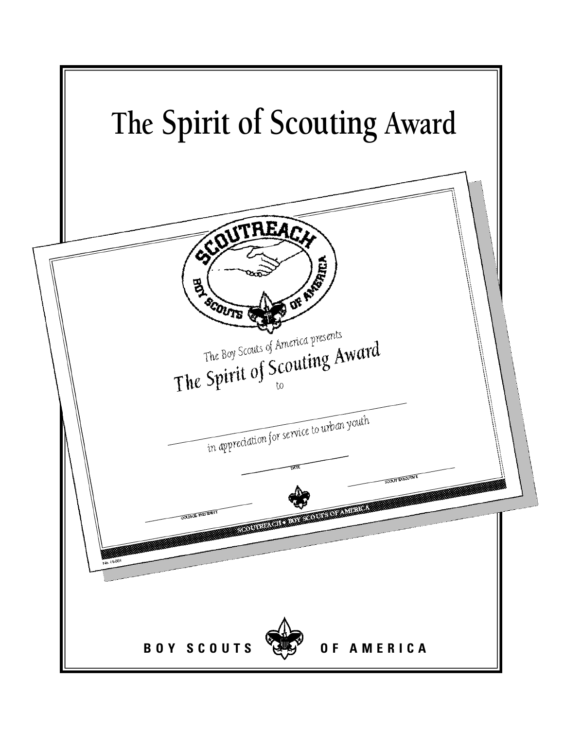# The Spirit of Scouting Award

SCOUTREACH

BOY SCOUTS OF AMERICA

The Boy Scouts of America presents

The Spirit of Scouting Award

to

in appreciation for service to urban youth

DATE

SCOUT EXECUTIVE

COUNCIL PRESIDENT

SCOUTREACH • BOY SCOUTS OF AMERICA

No. 11-031

BOY SCOUTS OF AMERICA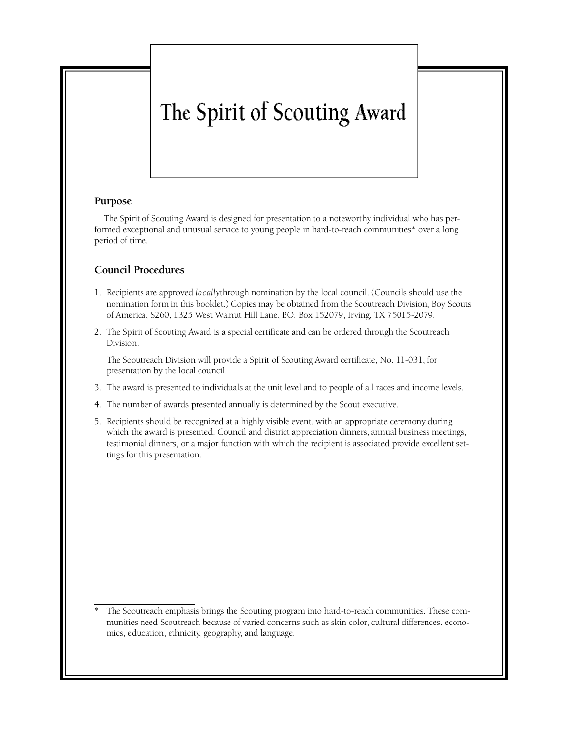# The Spirit of Scouting Award

## Purpose

The Spirit of Scouting Award is designed for presentation to a noteworthy individual who has performed exceptional and unusual service to young people in hard-to-reach communities* over a long period of time.

## Council Procedures

1. Recipients are approved *locally* through nomination by the local council. (Councils should use the nomination form in this booklet.) Copies may be obtained from the Scoutreach Division, Boy Scouts of America, S260, 1325 West Walnut Hill Lane, P.O. Box 152079, Irving, TX 75015-2079.
2. The Spirit of Scouting Award is a special certificate and can be ordered through the Scoutreach Division.

   The Scoutreach Division will provide a Spirit of Scouting Award certificate, No. 11-031, for presentation by the local council.
3. The award is presented to individuals at the unit level and to people of all races and income levels.
4. The number of awards presented annually is determined by the Scout executive.
5. Recipients should be recognized at a highly visible event, with an appropriate ceremony during which the award is presented. Council and district appreciation dinners, annual business meetings, testimonial dinners, or a major function with which the recipient is associated provide excellent settings for this presentation.

---

\* The Scoutreach emphasis brings the Scouting program into hard-to-reach communities. These communities need Scoutreach because of varied concerns such as skin color, cultural differences, economics, education, ethnicity, geography, and language.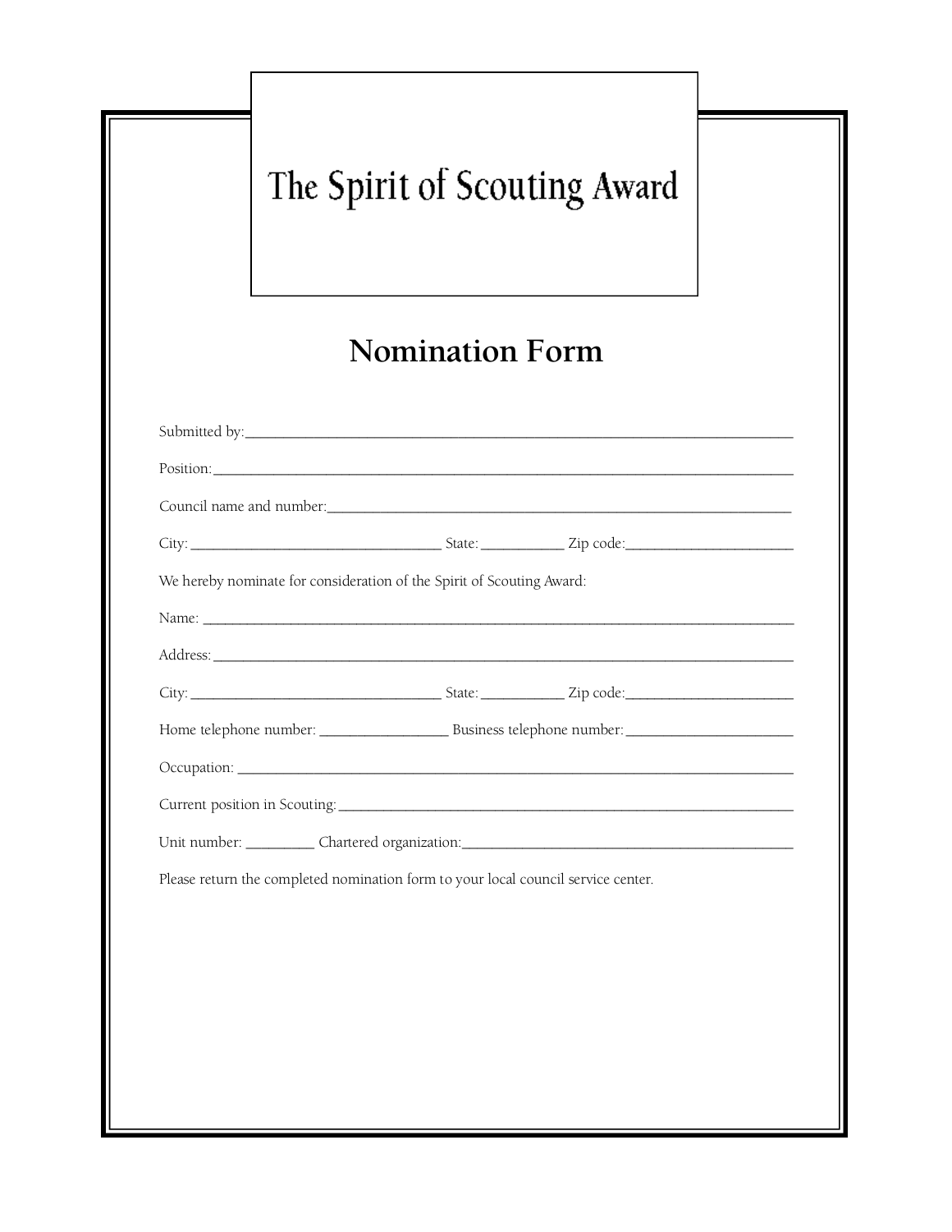# The Spirit of Scouting Award

## Nomination Form

Submitted by:\_\_\_\_\_\_\_\_\_\_\_\_\_\_\_\_\_\_\_\_\_\_\_\_\_\_\_\_\_\_\_\_\_\_\_\_\_\_\_\_\_\_\_\_\_\_\_\_\_\_\_\_\_\_\_\_\_\_\_\_

Position:\_\_\_\_\_\_\_\_\_\_\_\_\_\_\_\_\_\_\_\_\_\_\_\_\_\_\_\_\_\_\_\_\_\_\_\_\_\_\_\_\_\_\_\_\_\_\_\_\_\_\_\_\_\_\_\_\_\_\_\_\_\_\_

Council name and number:\_\_\_\_\_\_\_\_\_\_\_\_\_\_\_\_\_\_\_\_\_\_\_\_\_\_\_\_\_\_\_\_\_\_\_\_\_\_\_\_\_\_\_\_\_\_\_\_\_

City: \_\_\_\_\_\_\_\_\_\_\_\_\_\_\_\_\_\_\_\_\_\_\_\_\_\_ State: \_\_\_\_\_\_\_\_\_ Zip code:\_\_\_\_\_\_\_\_\_\_\_\_\_\_\_\_\_\_\_

We hereby nominate for consideration of the Spirit of Scouting Award:

Name: \_\_\_\_\_\_\_\_\_\_\_\_\_\_\_\_\_\_\_\_\_\_\_\_\_\_\_\_\_\_\_\_\_\_\_\_\_\_\_\_\_\_\_\_\_\_\_\_\_\_\_\_\_\_\_\_\_\_\_\_\_\_\_\_\_

Address:\_\_\_\_\_\_\_\_\_\_\_\_\_\_\_\_\_\_\_\_\_\_\_\_\_\_\_\_\_\_\_\_\_\_\_\_\_\_\_\_\_\_\_\_\_\_\_\_\_\_\_\_\_\_\_\_\_\_\_\_\_\_\_\_

City: \_\_\_\_\_\_\_\_\_\_\_\_\_\_\_\_\_\_\_\_\_\_\_\_\_\_ State: \_\_\_\_\_\_\_\_\_ Zip code:\_\_\_\_\_\_\_\_\_\_\_\_\_\_\_\_\_\_\_

Home telephone number: \_\_\_\_\_\_\_\_\_\_\_\_\_\_\_ Business telephone number: \_\_\_\_\_\_\_\_\_\_\_\_\_\_\_\_\_\_\_

Occupation: \_\_\_\_\_\_\_\_\_\_\_\_\_\_\_\_\_\_\_\_\_\_\_\_\_\_\_\_\_\_\_\_\_\_\_\_\_\_\_\_\_\_\_\_\_\_\_\_\_\_\_\_\_\_\_\_\_\_\_\_\_

Current position in Scouting:\_\_\_\_\_\_\_\_\_\_\_\_\_\_\_\_\_\_\_\_\_\_\_\_\_\_\_\_\_\_\_\_\_\_\_\_\_\_\_\_\_\_\_\_\_\_\_\_\_\_

Unit number: \_\_\_\_\_\_\_\_ Chartered organization:\_\_\_\_\_\_\_\_\_\_\_\_\_\_\_\_\_\_\_\_\_\_\_\_\_\_\_\_\_\_\_\_\_\_\_\_\_\_

Please return the completed nomination form to your local council service center.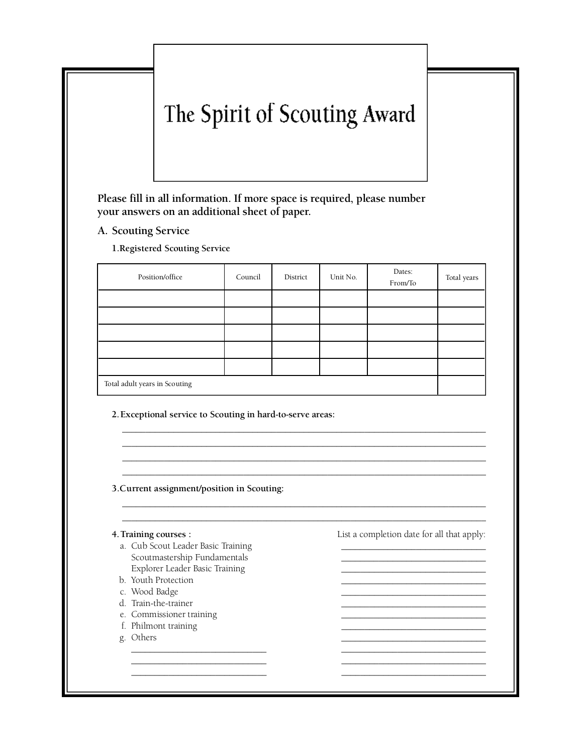# The Spirit of Scouting Award

**Please fill in all information. If more space is required, please number your answers on an additional sheet of paper.**

## A. Scouting Service

### 1. Registered Scouting Service

| Position/office | Council | District | Unit No. | Dates: From/To | Total years |
|---|---|---|---|---|---|
| | | | | | |
| | | | | | |
| | | | | | |
| | | | | | |
| | | | | | |
| Total adult years in Scouting | | | | | |

### 2. Exceptional service to Scouting in hard-to-serve areas:

_______________________________________________________________________________
_______________________________________________________________________________
_______________________________________________________________________________
_______________________________________________________________________________

### 3. Current assignment/position in Scouting:

_______________________________________________________________________________
_______________________________________________________________________________

### 4. Training courses :

List a completion date for all that apply:

| Course | Completion date |
|---|---|
| a. Cub Scout Leader Basic Training | ______________________ |
| Scoutmastership Fundamentals | ______________________ |
| Explorer Leader Basic Training | ______________________ |
| b. Youth Protection | ______________________ |
| c. Wood Badge | ______________________ |
| d. Train-the-trainer | ______________________ |
| e. Commissioner training | ______________________ |
| f. Philmont training | ______________________ |
| g. Others | ______________________ |
| ______________________ | ______________________ |
| ______________________ | ______________________ |
| ______________________ | ______________________ |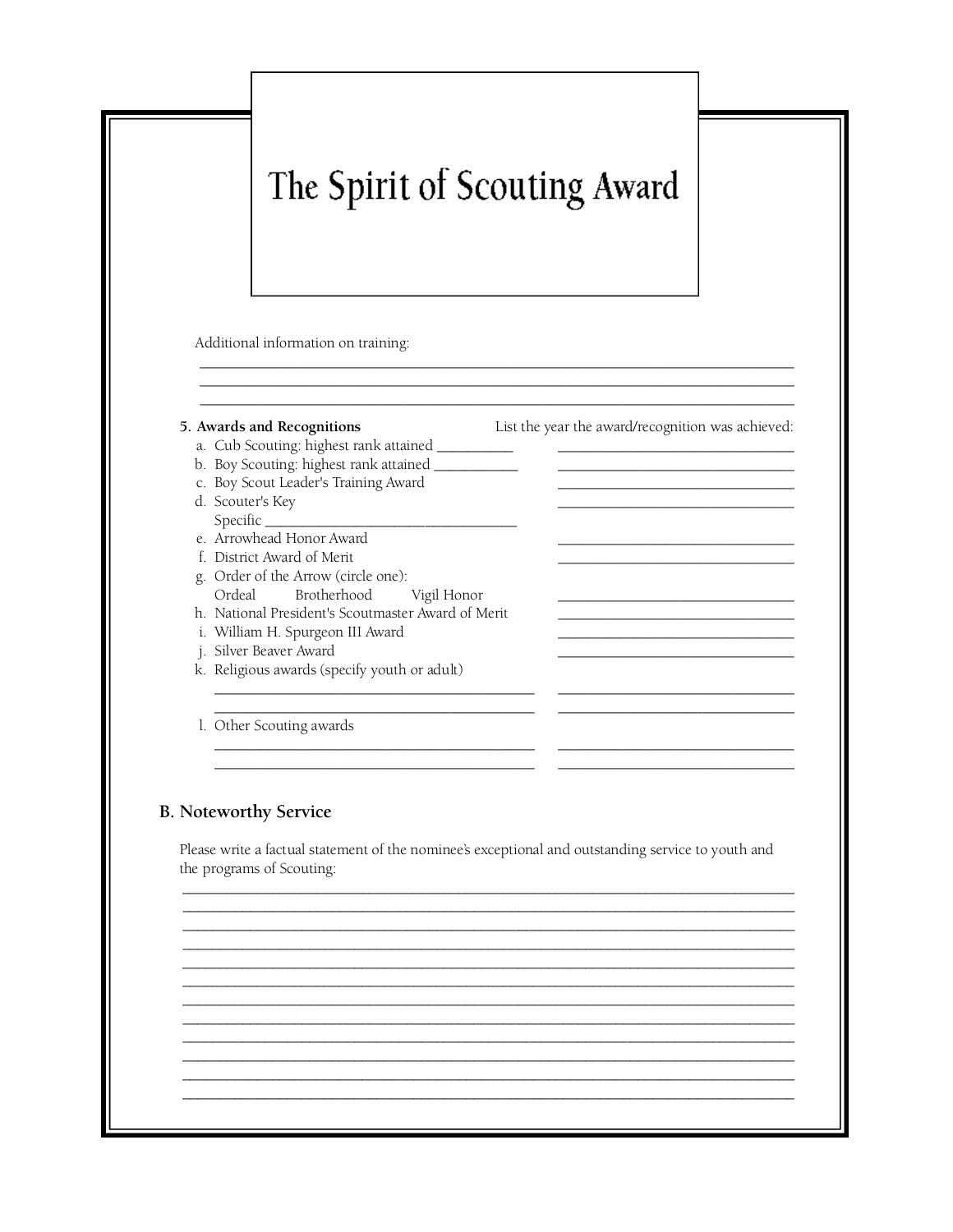# The Spirit of Scouting Award

Additional information on training:

___________________________________________________________________________
___________________________________________________________________________
___________________________________________________________________________

**5. Awards and Recognitions** — List the year the award/recognition was achieved:

a. Cub Scouting: highest rank attained __________ ______________________________

b. Boy Scouting: highest rank attained ___________ ______________________________

c. Boy Scout Leader's Training Award ______________________________

d. Scouter's Key ______________________________
   Specific ________________________________

e. Arrowhead Honor Award ______________________________

f. District Award of Merit ______________________________

g. Order of the Arrow (circle one):
   Ordeal Brotherhood Vigil Honor ______________________________

h. National President's Scoutmaster Award of Merit ______________________________

i. William H. Spurgeon III Award ______________________________

j. Silver Beaver Award ______________________________

k. Religious awards (specify youth or adult)
   ________________________________________ ______________________________
   ________________________________________ ______________________________

l. Other Scouting awards
   ________________________________________ ______________________________
   ________________________________________ ______________________________

## B. Noteworthy Service

Please write a factual statement of the nominee's exceptional and outstanding service to youth and the programs of Scouting:

___________________________________________________________________________
___________________________________________________________________________
___________________________________________________________________________
___________________________________________________________________________
___________________________________________________________________________
___________________________________________________________________________
___________________________________________________________________________
___________________________________________________________________________
___________________________________________________________________________
___________________________________________________________________________
___________________________________________________________________________
___________________________________________________________________________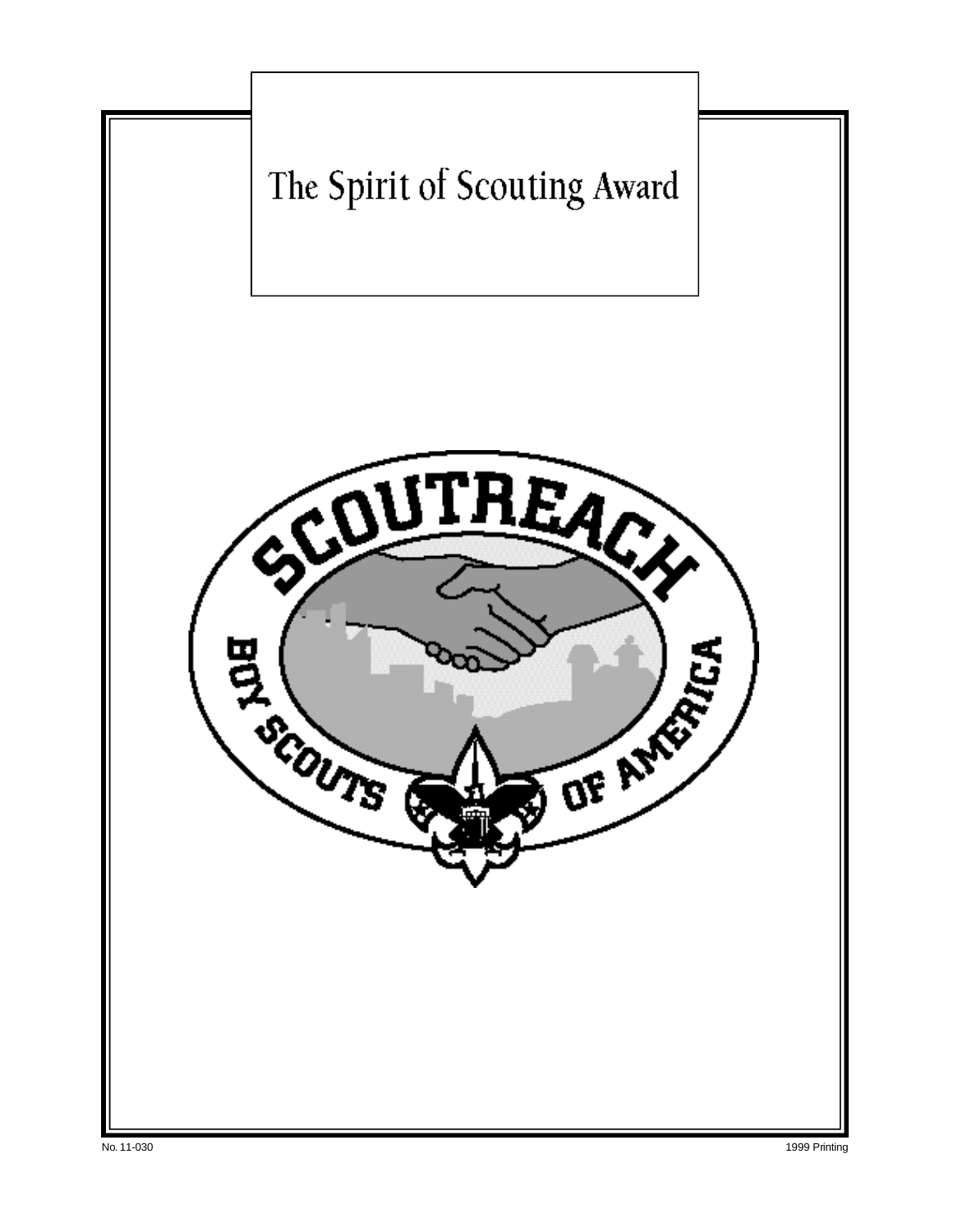# The Spirit of Scouting Award

SCOUTREACH

BOY SCOUTS OF AMERICA

No. 11-030

1999 Printing